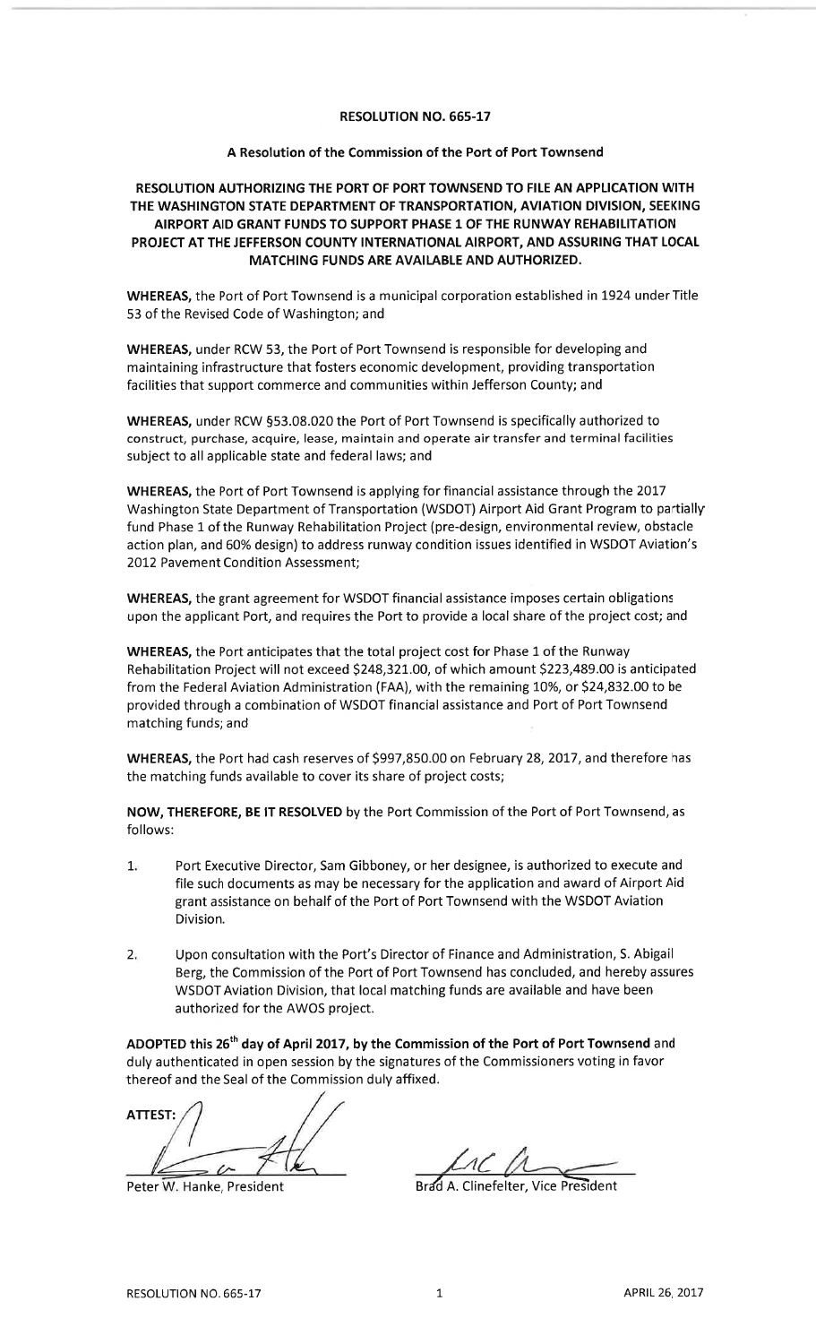# RESOLUTION NO. 665-17

## A Resolution of the Commission of the Port of Port Townsend

### RESOLUTION AUTHORIZING THE PORT OF PORT TOWNSEND TO FILE AN APPLICATION WITH THE WASHINGTON STATE DEPARTMENT OF TRANSPORTATION, AVIATION DIVISION, SEEKING AIRPORT AID GRANT FUNDS TO SUPPORT PHASE 1 OF THE RUNWAY REHABILITATION PROJECT AT THE JEFFERSON COUNTY INTERNATIONAL AIRPORT, AND ASSURING THAT LOCAL MATCHING FUNDS ARE AVAILABLE AND AUTHORIZED.

**WHEREAS,** the Port of Port Townsend is a municipal corporation established in 1924 under Title 53 of the Revised Code of Washington; and

**WHEREAS,** under RCW 53, the Port of Port Townsend is responsible for developing and maintaining infrastructure that fosters economic development, providing transportation facilities that support commerce and communities within Jefferson County; and

**WHEREAS,** under RCW §53.08.020 the Port of Port Townsend is specifically authorized to construct, purchase, acquire, lease, maintain and operate air transfer and terminal facilities subject to all applicable state and federal laws; and

**WHEREAS,** the Port of Port Townsend is applying for financial assistance through the 2017 Washington State Department of Transportation (WSDOT) Airport Aid Grant Program to partially fund Phase 1 of the Runway Rehabilitation Project (pre-design, environmental review, obstacle action plan, and 60% design) to address runway condition issues identified in WSDOT Aviation's 2012 Pavement Condition Assessment;

**WHEREAS,** the grant agreement for WSDOT financial assistance imposes certain obligations upon the applicant Port, and requires the Port to provide a local share of the project cost; and

**WHEREAS,** the Port anticipates that the total project cost for Phase 1 of the Runway Rehabilitation Project will not exceed $248,321.00, of which amount $223,489.00 is anticipated from the Federal Aviation Administration (FAA), with the remaining 10%, or $24,832.00 to be provided through a combination of WSDOT financial assistance and Port of Port Townsend matching funds; and

**WHEREAS,** the Port had cash reserves of $997,850.00 on February 28, 2017, and therefore has the matching funds available to cover its share of project costs;

**NOW, THEREFORE, BE IT RESOLVED** by the Port Commission of the Port of Port Townsend, as follows:

1. Port Executive Director, Sam Gibboney, or her designee, is authorized to execute and file such documents as may be necessary for the application and award of Airport Aid grant assistance on behalf of the Port of Port Townsend with the WSDOT Aviation Division.

2. Upon consultation with the Port's Director of Finance and Administration, S. Abigail Berg, the Commission of the Port of Port Townsend has concluded, and hereby assures WSDOT Aviation Division, that local matching funds are available and have been authorized for the AWOS project.

**ADOPTED this 26th day of April 2017, by the Commission of the Port of Port Townsend** and duly authenticated in open session by the signatures of the Commissioners voting in favor thereof and the Seal of the Commission duly affixed.

ATTEST:

Peter W. Hanke, President

Brad A. Clinefelter, Vice President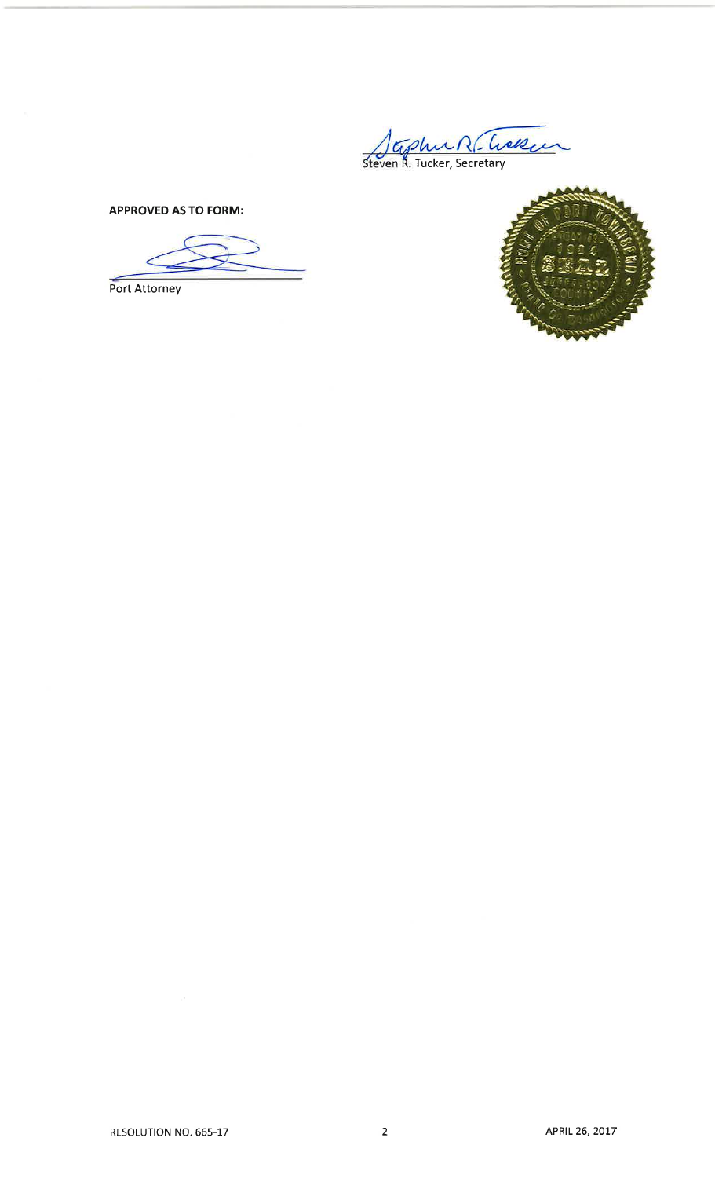Steven R. Tucker, Secretary

**APPROVED AS TO FORM:**

Port Attorney